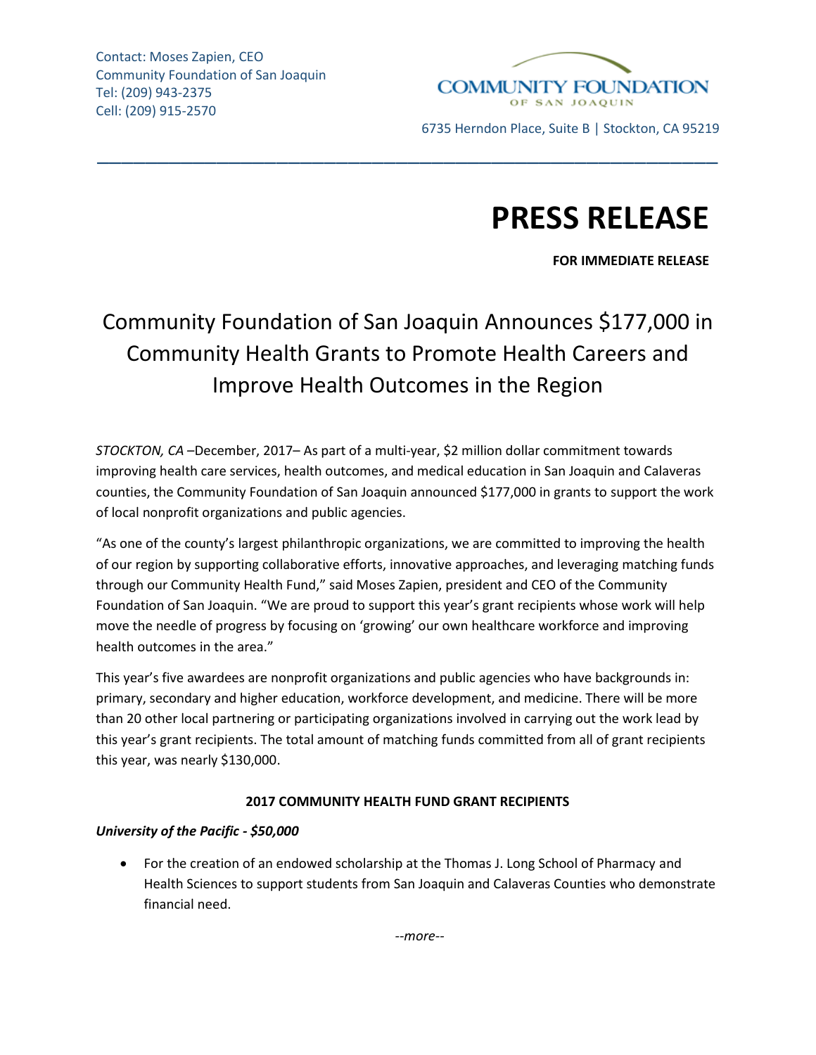Contact: Moses Zapien, CEO
Community Foundation of San Joaquin
Tel: (209) 943-2375
Cell: (209) 915-2570

COMMUNITY FOUNDATION OF SAN JOAQUIN

6735 Herndon Place, Suite B | Stockton, CA 95219

# PRESS RELEASE

**FOR IMMEDIATE RELEASE**

## Community Foundation of San Joaquin Announces $177,000 in Community Health Grants to Promote Health Careers and Improve Health Outcomes in the Region

*STOCKTON, CA* –December, 2017– As part of a multi-year, $2 million dollar commitment towards improving health care services, health outcomes, and medical education in San Joaquin and Calaveras counties, the Community Foundation of San Joaquin announced $177,000 in grants to support the work of local nonprofit organizations and public agencies.

"As one of the county's largest philanthropic organizations, we are committed to improving the health of our region by supporting collaborative efforts, innovative approaches, and leveraging matching funds through our Community Health Fund," said Moses Zapien, president and CEO of the Community Foundation of San Joaquin. "We are proud to support this year's grant recipients whose work will help move the needle of progress by focusing on 'growing' our own healthcare workforce and improving health outcomes in the area."

This year's five awardees are nonprofit organizations and public agencies who have backgrounds in: primary, secondary and higher education, workforce development, and medicine. There will be more than 20 other local partnering or participating organizations involved in carrying out the work lead by this year's grant recipients. The total amount of matching funds committed from all of grant recipients this year, was nearly $130,000.

**2017 COMMUNITY HEALTH FUND GRANT RECIPIENTS**

***University of the Pacific - $50,000***

- For the creation of an endowed scholarship at the Thomas J. Long School of Pharmacy and Health Sciences to support students from San Joaquin and Calaveras Counties who demonstrate financial need.

*--more--*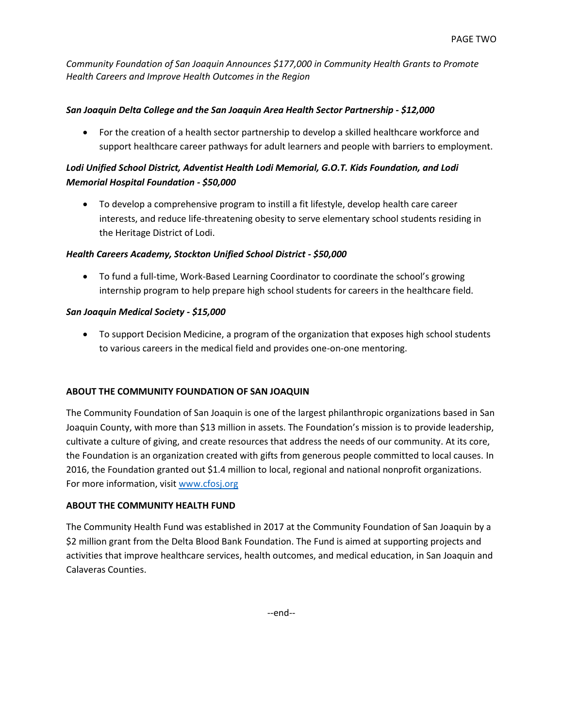*Community Foundation of San Joaquin Announces $177,000 in Community Health Grants to Promote Health Careers and Improve Health Outcomes in the Region*

***San Joaquin Delta College and the San Joaquin Area Health Sector Partnership - $12,000***

- For the creation of a health sector partnership to develop a skilled healthcare workforce and support healthcare career pathways for adult learners and people with barriers to employment.

***Lodi Unified School District, Adventist Health Lodi Memorial, G.O.T. Kids Foundation, and Lodi Memorial Hospital Foundation - $50,000***

- To develop a comprehensive program to instill a fit lifestyle, develop health care career interests, and reduce life-threatening obesity to serve elementary school students residing in the Heritage District of Lodi.

***Health Careers Academy, Stockton Unified School District - $50,000***

- To fund a full-time, Work-Based Learning Coordinator to coordinate the school's growing internship program to help prepare high school students for careers in the healthcare field.

***San Joaquin Medical Society - $15,000***

- To support Decision Medicine, a program of the organization that exposes high school students to various careers in the medical field and provides one-on-one mentoring.

**ABOUT THE COMMUNITY FOUNDATION OF SAN JOAQUIN**

The Community Foundation of San Joaquin is one of the largest philanthropic organizations based in San Joaquin County, with more than $13 million in assets. The Foundation's mission is to provide leadership, cultivate a culture of giving, and create resources that address the needs of our community. At its core, the Foundation is an organization created with gifts from generous people committed to local causes. In 2016, the Foundation granted out $1.4 million to local, regional and national nonprofit organizations. For more information, visit www.cfosj.org

**ABOUT THE COMMUNITY HEALTH FUND**

The Community Health Fund was established in 2017 at the Community Foundation of San Joaquin by a $2 million grant from the Delta Blood Bank Foundation. The Fund is aimed at supporting projects and activities that improve healthcare services, health outcomes, and medical education, in San Joaquin and Calaveras Counties.

--end--